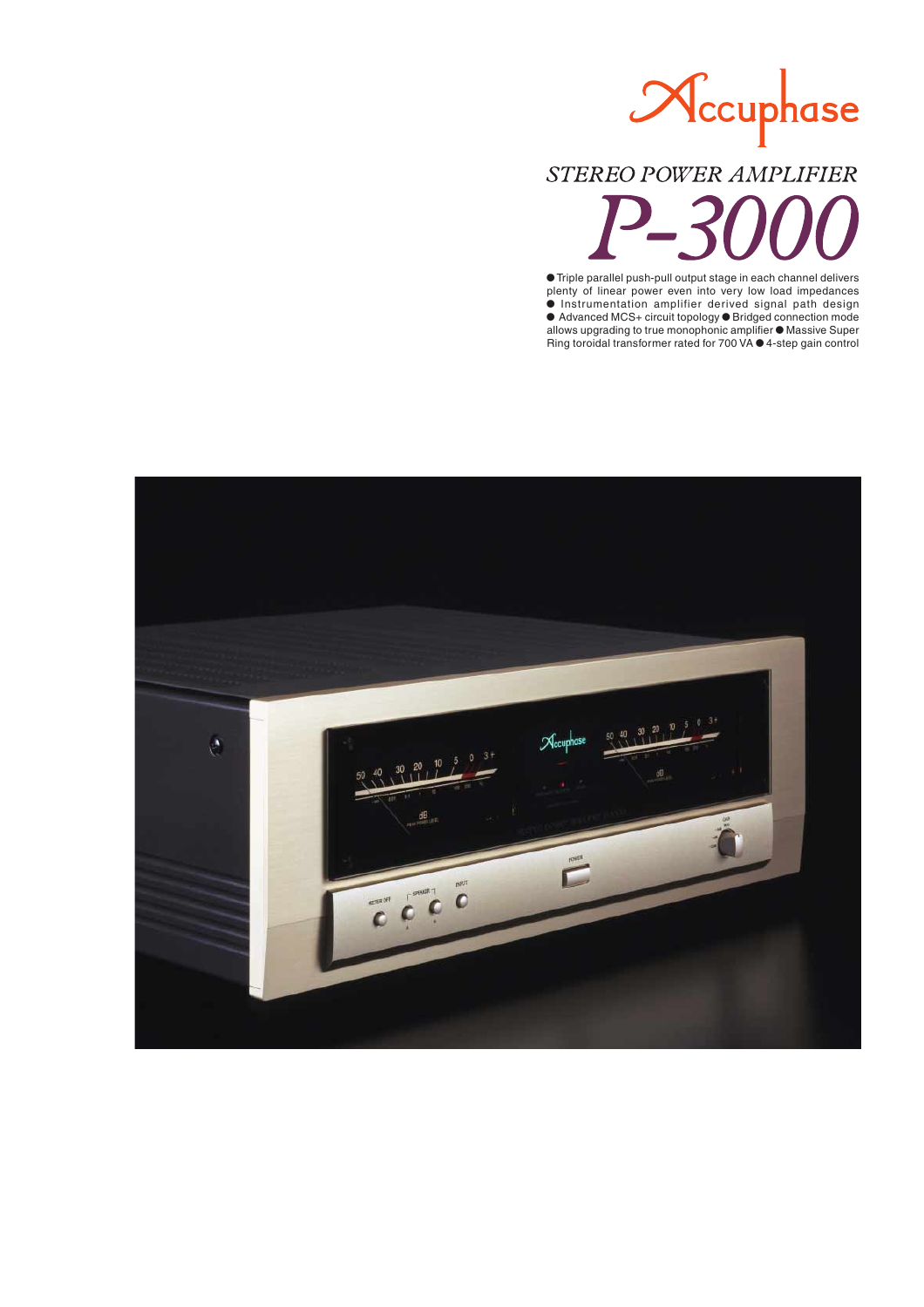Accuphase

*STEREO POWER AMPLIFIER*

# *P-3000*

● Triple parallel push-pull output stage in each channel delivers plenty of linear power even into very low load impedances ● Instrumentation amplifier derived signal path design ● Advanced MCS+ circuit topology ● Bridged connection mode allows upgrading to true monophonic amplifier ● Massive Super Ring toroidal transformer rated for 700 VA ● 4-step gain control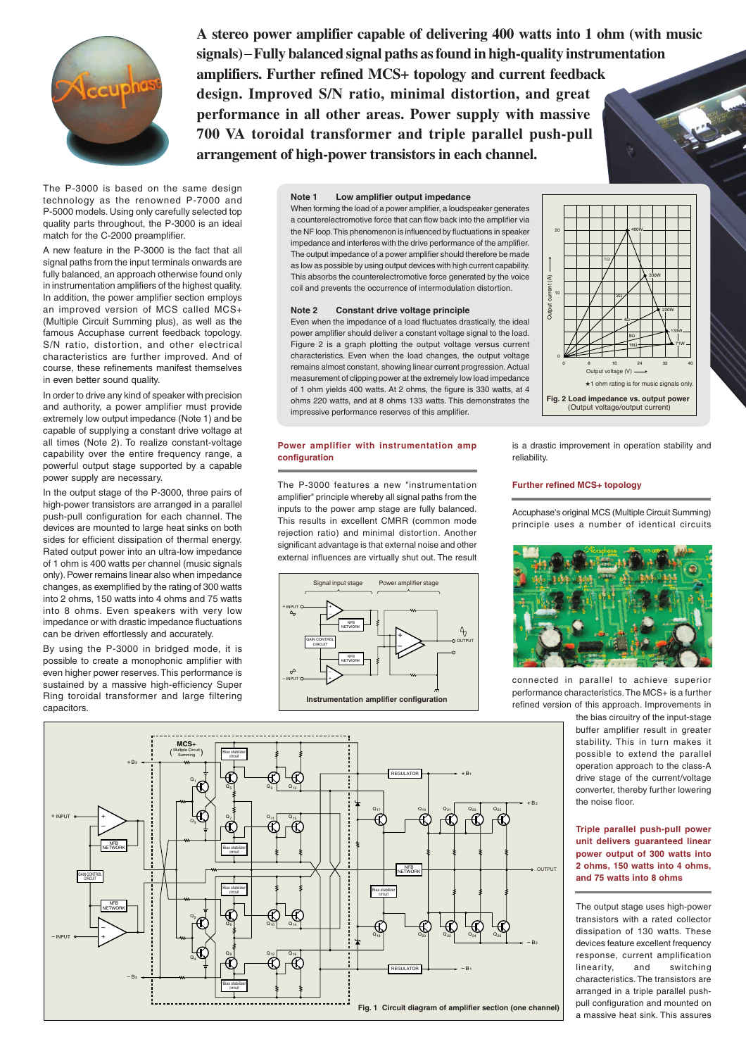**A stereo power amplifier capable of delivering 400 watts into 1 ohm (with music signals) – Fully balanced signal paths as found in high-quality instrumentation amplifiers. Further refined MCS+ topology and current feedback design. Improved S/N ratio, minimal distortion, and great performance in all other areas. Power supply with massive 700 VA toroidal transformer and triple parallel push-pull arrangement of high-power transistors in each channel.**

The P-3000 is based on the same design technology as the renowned P-7000 and P-5000 models. Using only carefully selected top quality parts throughout, the P-3000 is an ideal match for the C-2000 preamplifier.

A new feature in the P-3000 is the fact that all signal paths from the input terminals onwards are fully balanced, an approach otherwise found only in instrumentation amplifiers of the highest quality. In addition, the power amplifier section employs an improved version of MCS called MCS+ (Multiple Circuit Summing plus), as well as the famous Accuphase current feedback topology. S/N ratio, distortion, and other electrical characteristics are further improved. And of course, these refinements manifest themselves in even better sound quality.

In order to drive any kind of speaker with precision and authority, a power amplifier must provide extremely low output impedance (Note 1) and be capable of supplying a constant drive voltage at all times (Note 2). To realize constant-voltage capability over the entire frequency range, a powerful output stage supported by a capable power supply are necessary.

In the output stage of the P-3000, three pairs of high-power transistors are arranged in a parallel push-pull configuration for each channel. The devices are mounted to large heat sinks on both sides for efficient dissipation of thermal energy. Rated output power into an ultra-low impedance of 1 ohm is 400 watts per channel (music signals only). Power remains linear also when impedance changes, as exemplified by the rating of 300 watts into 2 ohms, 150 watts into 4 ohms and 75 watts into 8 ohms. Even speakers with very low impedance or with drastic impedance fluctuations can be driven effortlessly and accurately.

By using the P-3000 in bridged mode, it is possible to create a monophonic amplifier with even higher power reserves. This performance is sustained by a massive high-efficiency Super Ring toroidal transformer and large filtering capacitors.

### Note 1 Low amplifier output impedance

When forming the load of a power amplifier, a loudspeaker generates a counterelectromotive force that can flow back into the amplifier via the NF loop. This phenomenon is influenced by fluctuations in speaker impedance and interferes with the drive performance of the amplifier. The output impedance of a power amplifier should therefore be made as low as possible by using output devices with high current capability. This absorbs the counterelectromotive force generated by the voice coil and prevents the occurrence of intermodulation distortion.

### Note 2 Constant drive voltage principle

Even when the impedance of a load fluctuates drastically, the ideal power amplifier should deliver a constant voltage signal to the load. Figure 2 is a graph plotting the output voltage versus current characteristics. Even when the load changes, the output voltage remains almost constant, showing linear current progression. Actual measurement of clipping power at the extremely low load impedance of 1 ohm yields 400 watts. At 2 ohms, the figure is 330 watts, at 4 ohms 220 watts, and at 8 ohms 133 watts. This demonstrates the impressive performance reserves of this amplifier.

★1 ohm rating is for music signals only.

**Fig. 2 Load impedance vs. output power** (Output voltage/output current)

### Power amplifier with instrumentation amp configuration

The P-3000 features a new "instrumentation amplifier" principle whereby all signal paths from the inputs to the power amp stage are fully balanced. This results in excellent CMRR (common mode rejection ratio) and minimal distortion. Another significant advantage is that external noise and other external influences are virtually shut out. The result is a drastic improvement in operation stability and reliability.

**Instrumentation amplifier configuration**

### Further refined MCS+ topology

Accuphase's original MCS (Multiple Circuit Summing) principle uses a number of identical circuits connected in parallel to achieve superior performance characteristics. The MCS+ is a further refined version of this approach. Improvements in the bias circuitry of the input-stage buffer amplifier result in greater stability. This in turn makes it possible to extend the parallel operation approach to the class-A drive stage of the current/voltage converter, thereby further lowering the noise floor.

### Triple parallel push-pull power unit delivers guaranteed linear power output of 300 watts into 2 ohms, 150 watts into 4 ohms, and 75 watts into 8 ohms

The output stage uses high-power transistors with a rated collector dissipation of 130 watts. These devices feature excellent frequency response, current amplification linearity, and switching characteristics. The transistors are arranged in a triple parallel push-pull configuration and mounted on a massive heat sink. This assures

**Fig. 1 Circuit diagram of amplifier section (one channel)**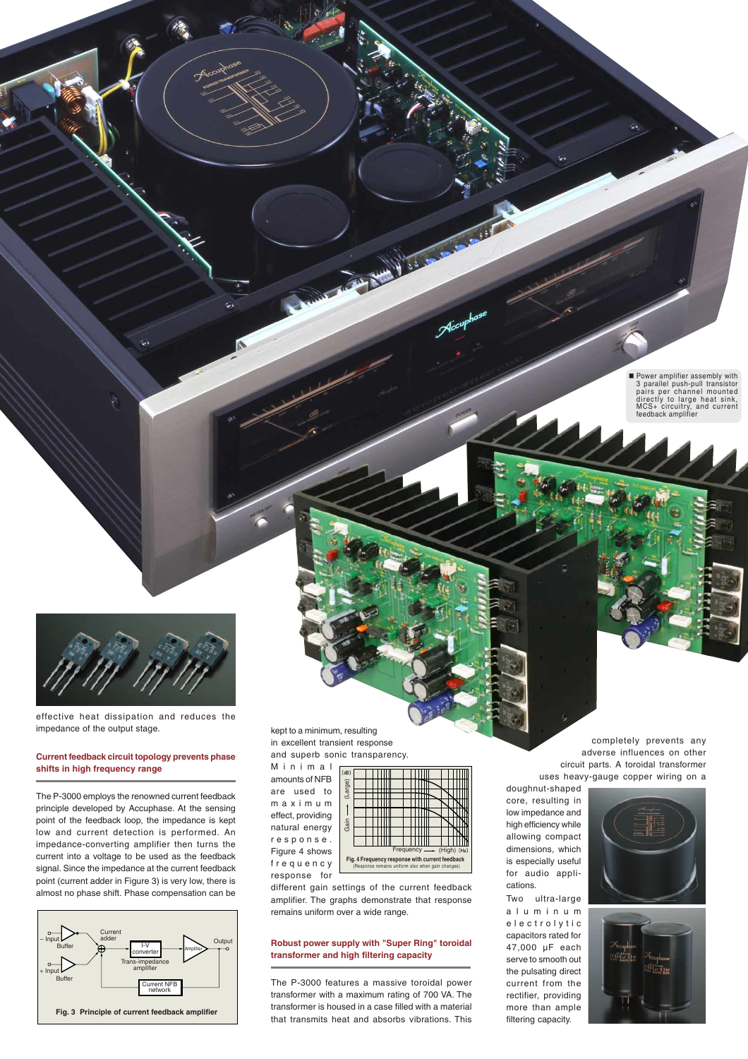■ Power amplifier assembly with 3 parallel push-pull transistor pairs per channel mounted directly to large heat sink, MCS+ circuitry, and current feedback amplifier

effective heat dissipation and reduces the impedance of the output stage.

### Current feedback circuit topology prevents phase shifts in high frequency range

The P-3000 employs the renowned current feedback principle developed by Accuphase. At the sensing point of the feedback loop, the impedance is kept low and current detection is performed. An impedance-converting amplifier then turns the current into a voltage to be used as the feedback signal. Since the impedance at the current feedback point (current adder in Figure 3) is very low, there is almost no phase shift. Phase compensation can be kept to a minimum, resulting in excellent transient response and superb sonic transparency. Minimal amounts of NFB are used to maximum effect, providing natural energy response. Figure 4 shows frequency response for different gain settings of the current feedback amplifier. The graphs demonstrate that response remains uniform over a wide range.

Fig. 3 Principle of current feedback amplifier

Fig. 4 Frequency response with current feedback (Response remains uniform also when gain changes)

### Robust power supply with "Super Ring" toroidal transformer and high filtering capacity

The P-3000 features a massive toroidal power transformer with a maximum rating of 700 VA. The transformer is housed in a case filled with a material that transmits heat and absorbs vibrations. This completely prevents any adverse influences on other circuit parts. A toroidal transformer uses heavy-gauge copper wiring on a doughnut-shaped core, resulting in low impedance and high efficiency while allowing compact dimensions, which is especially useful for audio applications.

Two ultra-large aluminum electrolytic capacitors rated for 47,000 µF each serve to smooth out the pulsating direct current from the rectifier, providing more than ample filtering capacity.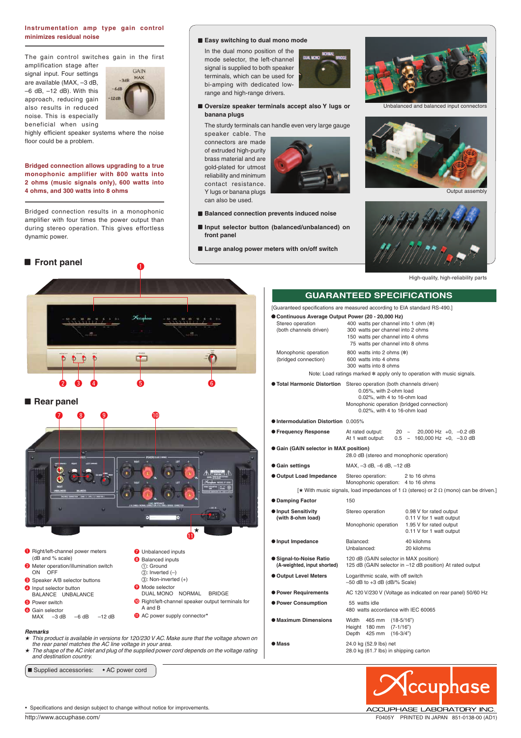**Instrumentation amp type gain control minimizes residual noise**

The gain control switches gain in the first amplification stage after signal input. Four settings are available (MAX, –3 dB, –6 dB, –12 dB). With this approach, reducing gain also results in reduced noise. This is especially beneficial when using highly efficient speaker systems where the noise floor could be a problem.

**Bridged connection allows upgrading to a true monophonic amplifier with 800 watts into 2 ohms (music signals only), 600 watts into 4 ohms, and 300 watts into 8 ohms**

Bridged connection results in a monophonic amplifier with four times the power output than during stereo operation. This gives effortless dynamic power.

■ **Easy switching to dual mono mode**

In the dual mono position of the mode selector, the left-channel signal is supplied to both speaker terminals, which can be used for bi-amping with dedicated low-range and high-range drivers.

■ **Oversize speaker terminals accept also Y lugs or banana plugs**

The sturdy terminals can handle even very large gauge speaker cable. The connectors are made of extruded high-purity brass material and are gold-plated for utmost reliability and minimum contact resistance. Y lugs or banana plugs can also be used.

■ **Balanced connection prevents induced noise**

■ **Input selector button (balanced/unbalanced) on front panel**

■ **Large analog power meters with on/off switch**

Unbalanced and balanced input connectors

Output assembly

High-quality, high-reliability parts

## ■ Front panel

## ■ Rear panel

1. Right/left-channel power meters (dB and % scale)
2. Meter operation/illumination switch ON OFF
3. Speaker A/B selector buttons
4. Input selector button BALANCE UNBALANCE
5. Power switch
6. Gain selector MAX –3 dB –6 dB –12 dB
7. Unbalanced inputs
8. Balanced inputs
   ①: Ground
   ②: Inverted (–)
   ③: Non-inverted (+)
9. Mode selector DUAL MONO NORMAL BRIDGE
10. Right/left-channel speaker output terminals for A and B
11. AC power supply connector*

***Remarks***

★ *This product is available in versions for 120/230 V AC. Make sure that the voltage shown on the rear panel matches the AC line voltage in your area.*

★ *The shape of the AC inlet and plug of the supplied power cord depends on the voltage rating and destination country.*

■ Supplied accessories: • AC power cord

## GUARANTEED SPECIFICATIONS

[Guaranteed specifications are measured according to EIA standard RS-490.]

● **Continuous Average Output Power (20 - 20,000 Hz)**

Stereo operation (both channels driven):
- 400 watts per channel into 1 ohm (✻)
- 300 watts per channel into 2 ohms
- 150 watts per channel into 4 ohms
- 75 watts per channel into 8 ohms

Monophonic operation (bridged connection):
- 800 watts into 2 ohms (✻)
- 600 watts into 4 ohms
- 300 watts into 8 ohms

Note: Load ratings marked ✻ apply only to operation with music signals.

● **Total Harmonic Distortion**
Stereo operation (both channels driven)
0.05%, with 2-ohm load
0.02%, with 4 to 16-ohm load
Monophonic operation (bridged connection)
0.02%, with 4 to 16-ohm load

● **Intermodulation Distortion** 0.005%

● **Frequency Response**
At rated output: 20 ~ 20,000 Hz +0, –0.2 dB
At 1 watt output: 0.5 ~ 160,000 Hz +0, –3.0 dB

● **Gain (GAIN selector in MAX position)**
28.0 dB (stereo and monophonic operation)

● **Gain settings** MAX, –3 dB, –6 dB, –12 dB

● **Output Load Impedance**
Stereo operation: 2 to 16 ohms
Monophonic operation: 4 to 16 ohms
[★ With music signals, load impedances of 1 Ω (stereo) or 2 Ω (mono) can be driven.]

● **Damping Factor** 150

● **Input Sensitivity (with 8-ohm load)**
Stereo operation: 0.98 V for rated output; 0.11 V for 1 watt output
Monophonic operation: 1.95 V for rated output; 0.11 V for 1 watt output

● **Input Impedance**
Balanced: 40 kilohms
Unbalanced: 20 kilohms

● **Signal-to-Noise Ratio (A-weighted, input shorted)**
120 dB (GAIN selector in MAX position)
125 dB (GAIN selector in –12 dB position) At rated output

● **Output Level Meters**
Logarithmic scale, with off switch
–50 dB to +3 dB (dB/% Scale)

● **Power Requirements**
AC 120 V/230 V (Voltage as indicated on rear panel) 50/60 Hz

● **Power Consumption**
55 watts idle
480 watts accordance with IEC 60065

● **Maximum Dimensions**
Width 465 mm (18-5/16")
Height 180 mm (7-1/16")
Depth 425 mm (16-3/4")

● **Mass**
24.0 kg (52.9 lbs) net
28.0 kg (61.7 lbs) in shipping carton

• Specifications and design subject to change without notice for improvements.

http://www.accuphase.com/

ACCUPHASE LABORATORY INC.

F0405Y PRINTED IN JAPAN 851-0138-00 (AD1)